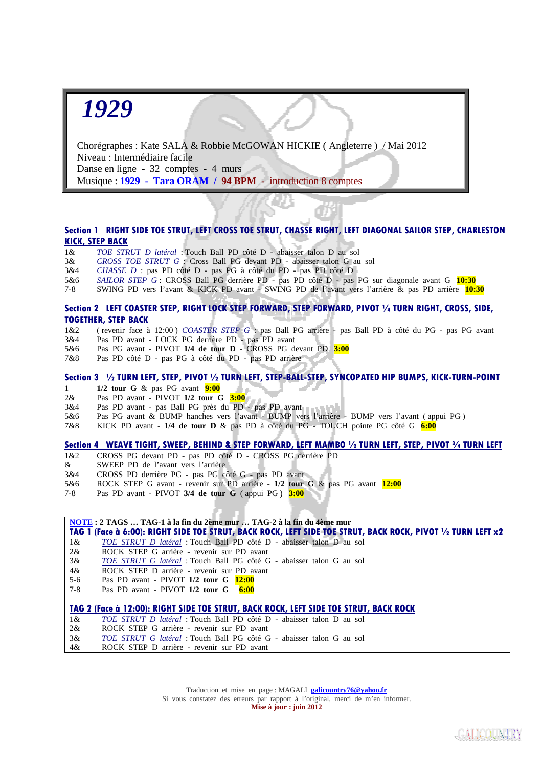# 1929

Chorégraphes : Kate SALA & Robbie McGOWAN HICKIE ( Angleterre ) / Mai 2012
Niveau : Intermédiaire facile
Danse en ligne - 32 comptes - 4 murs
Musique : **1929 - Tara ORAM / 94 BPM -** introduction 8 comptes

### Section 1 RIGHT SIDE TOE STRUT, LEFT CROSS TOE STRUT, CHASSE RIGHT, LEFT DIAGONAL SAILOR STEP, CHARLESTON KICK, STEP BACK

| | |
|---|---|
| 1& | *TOE STRUT D latéral* : Touch Ball PD côté D - abaisser talon D au sol |
| 3& | *CROSS TOE STRUT G* : Cross Ball PG devant PD - abaisser talon G au sol |
| 3&4 | *CHASSE D* : pas PD côté D - pas PG à côté du PD - pas PD côté D |
| 5&6 | *SAILOR STEP G* : CROSS Ball PG derrière PD - pas PD côté D - pas PG sur diagonale avant G **10:30** |
| 7-8 | SWING PD vers l'avant & KICK PD avant - SWING PD de l'avant vers l'arrière & pas PD arrière **10:30** |

### Section 2 LEFT COASTER STEP, RIGHT LOCK STEP FORWARD, STEP FORWARD, PIVOT ¼ TURN RIGHT, CROSS, SIDE, TOGETHER, STEP BACK

| | |
|---|---|
| 1&2 | ( revenir face à 12:00 ) *COASTER STEP G* : pas Ball PG arrière - pas Ball PD à côté du PG - pas PG avant |
| 3&4 | Pas PD avant - LOCK PG derrière PD - pas PD avant |
| 5&6 | Pas PG avant - PIVOT **1/4 de tour D** - CROSS PG devant PD **3:00** |
| 7&8 | Pas PD côté D - pas PG à côté du PD - pas PD arrière |

### Section 3 ½ TURN LEFT, STEP, PIVOT ½ TURN LEFT, STEP-BALL-STEP, SYNCOPATED HIP BUMPS, KICK-TURN-POINT

| | |
|---|---|
| 1 | **1/2 tour G** & pas PG avant **9:00** |
| 2& | Pas PD avant - PIVOT **1/2 tour G** **3:00** |
| 3&4 | Pas PD avant - pas Ball PG près du PD - pas PD avant |
| 5&6 | Pas PG avant & BUMP hanches vers l'avant - BUMP vers l'arrière - BUMP vers l'avant ( appui PG ) |
| 7&8 | KICK PD avant - **1/4 de tour D** & pas PD à côté du PG - TOUCH pointe PG côté G **6:00** |

### Section 4 WEAVE TIGHT, SWEEP, BEHIND & STEP FORWARD, LEFT MAMBO ½ TURN LEFT, STEP, PIVOT ¾ TURN LEFT

| | |
|---|---|
| 1&2 | CROSS PG devant PD - pas PD côté D - CROSS PG derrière PD |
| & | SWEEP PD de l'avant vers l'arrière |
| 3&4 | CROSS PD derrière PG - pas PG côté G - pas PD avant |
| 5&6 | ROCK STEP G avant - revenir sur PD arrière - **1/2 tour G** & pas PG avant **12:00** |
| 7-8 | Pas PD avant - PIVOT **3/4 de tour G** ( appui PG ) **3:00** |

**NOTE : 2 TAGS … TAG-1 à la fin du 2ème mur … TAG-2 à la fin du 4ème mur**

### TAG 1 (Face à 6:00): RIGHT SIDE TOE STRUT, BACK ROCK, LEFT SIDE TOE STRUT, BACK ROCK, PIVOT ½ TURN LEFT x2

| | |
|---|---|
| 1& | *TOE STRUT D latéral* : Touch Ball PD côté D - abaisser talon D au sol |
| 2& | ROCK STEP G arrière - revenir sur PD avant |
| 3& | *TOE STRUT G latéral* : Touch Ball PG côté G - abaisser talon G au sol |
| 4& | ROCK STEP D arrière - revenir sur PD avant |
| 5-6 | Pas PD avant - PIVOT **1/2 tour G** **12:00** |
| 7-8 | Pas PD avant - PIVOT **1/2 tour G** **6:00** |

### TAG 2 (Face à 12:00): RIGHT SIDE TOE STRUT, BACK ROCK, LEFT SIDE TOE STRUT, BACK ROCK

| | |
|---|---|
| 1& | *TOE STRUT D latéral* : Touch Ball PD côté D - abaisser talon D au sol |
| 2& | ROCK STEP G arrière - revenir sur PD avant |
| 3& | *TOE STRUT G latéral* : Touch Ball PG côté G - abaisser talon G au sol |
| 4& | ROCK STEP D arrière - revenir sur PD avant |

Traduction et mise en page : MAGALI **galicountry76@yahoo.fr**
Si vous constatez des erreurs par rapport à l'original, merci de m'en informer.
**Mise à jour : juin 2012**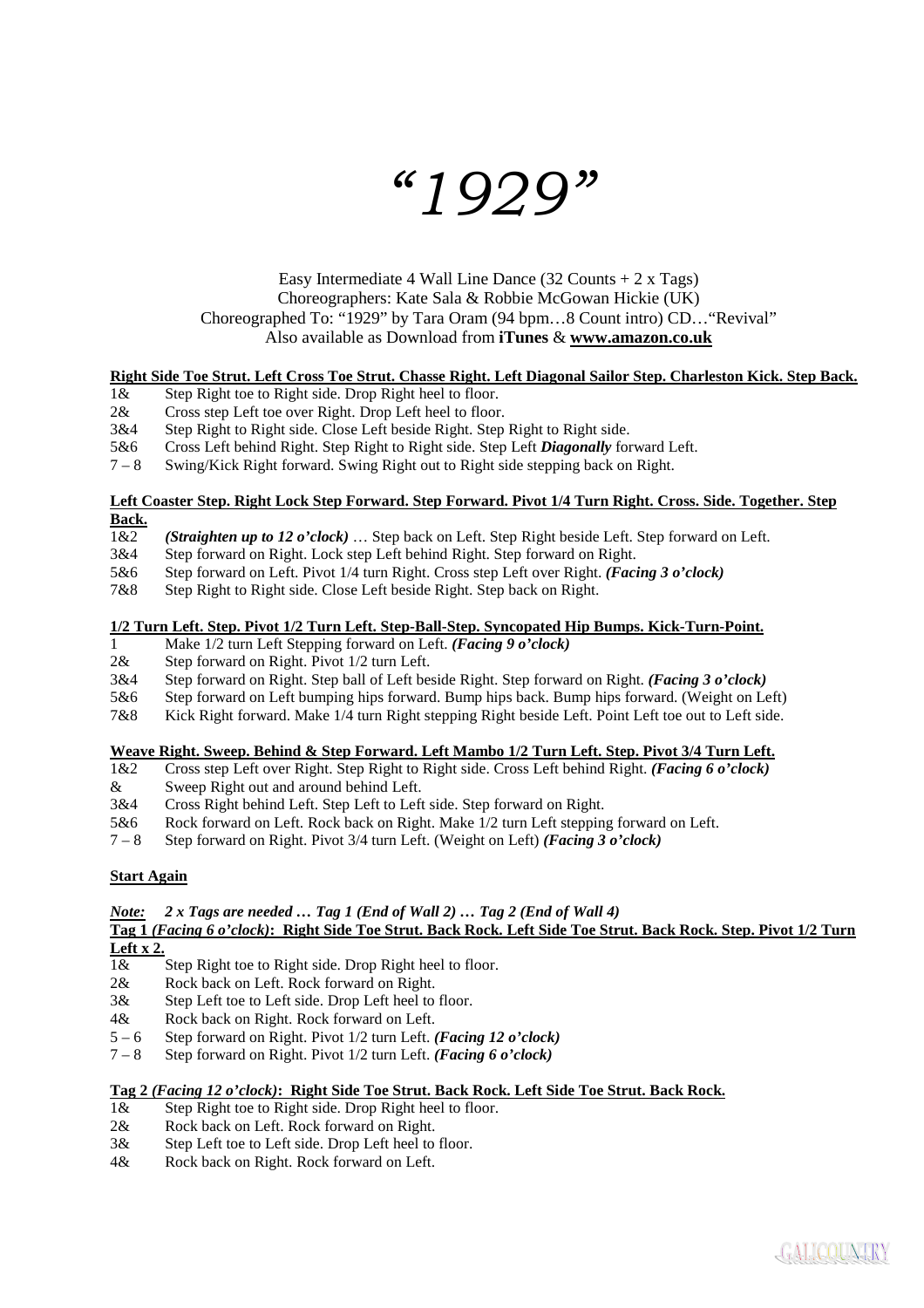# *"1929"*

Easy Intermediate 4 Wall Line Dance (32 Counts + 2 x Tags)
Choreographers: Kate Sala & Robbie McGowan Hickie (UK)
Choreographed To: "1929" by Tara Oram (94 bpm…8 Count intro) CD…"Revival"
Also available as Download from **iTunes** & **www.amazon.co.uk**

**Right Side Toe Strut. Left Cross Toe Strut. Chasse Right. Left Diagonal Sailor Step. Charleston Kick. Step Back.**

1& Step Right toe to Right side. Drop Right heel to floor.
2& Cross step Left toe over Right. Drop Left heel to floor.
3&4 Step Right to Right side. Close Left beside Right. Step Right to Right side.
5&6 Cross Left behind Right. Step Right to Right side. Step Left ***Diagonally*** forward Left.
7 – 8 Swing/Kick Right forward. Swing Right out to Right side stepping back on Right.

**Left Coaster Step. Right Lock Step Forward. Step Forward. Pivot 1/4 Turn Right. Cross. Side. Together. Step Back.**

1&2 ***(Straighten up to 12 o'clock)*** … Step back on Left. Step Right beside Left. Step forward on Left.
3&4 Step forward on Right. Lock step Left behind Right. Step forward on Right.
5&6 Step forward on Left. Pivot 1/4 turn Right. Cross step Left over Right. ***(Facing 3 o'clock)***
7&8 Step Right to Right side. Close Left beside Right. Step back on Right.

**1/2 Turn Left. Step. Pivot 1/2 Turn Left. Step-Ball-Step. Syncopated Hip Bumps. Kick-Turn-Point.**

1 Make 1/2 turn Left Stepping forward on Left. ***(Facing 9 o'clock)***
2& Step forward on Right. Pivot 1/2 turn Left.
3&4 Step forward on Right. Step ball of Left beside Right. Step forward on Right. ***(Facing 3 o'clock)***
5&6 Step forward on Left bumping hips forward. Bump hips back. Bump hips forward. (Weight on Left)
7&8 Kick Right forward. Make 1/4 turn Right stepping Right beside Left. Point Left toe out to Left side.

**Weave Right. Sweep. Behind & Step Forward. Left Mambo 1/2 Turn Left. Step. Pivot 3/4 Turn Left.**

1&2 Cross step Left over Right. Step Right to Right side. Cross Left behind Right. ***(Facing 6 o'clock)***
& Sweep Right out and around behind Left.
3&4 Cross Right behind Left. Step Left to Left side. Step forward on Right.
5&6 Rock forward on Left. Rock back on Right. Make 1/2 turn Left stepping forward on Left.
7 – 8 Step forward on Right. Pivot 3/4 turn Left. (Weight on Left) ***(Facing 3 o'clock)***

**Start Again**

***Note: 2 x Tags are needed … Tag 1 (End of Wall 2) … Tag 2 (End of Wall 4)***

**Tag 1 *(Facing 6 o'clock)*: Right Side Toe Strut. Back Rock. Left Side Toe Strut. Back Rock. Step. Pivot 1/2 Turn Left x 2.**

1& Step Right toe to Right side. Drop Right heel to floor.
2& Rock back on Left. Rock forward on Right.
3& Step Left toe to Left side. Drop Left heel to floor.
4& Rock back on Right. Rock forward on Left.
5 – 6 Step forward on Right. Pivot 1/2 turn Left. ***(Facing 12 o'clock)***
7 – 8 Step forward on Right. Pivot 1/2 turn Left. ***(Facing 6 o'clock)***

**Tag 2 *(Facing 12 o'clock)*: Right Side Toe Strut. Back Rock. Left Side Toe Strut. Back Rock.**

1& Step Right toe to Right side. Drop Right heel to floor.
2& Rock back on Left. Rock forward on Right.
3& Step Left toe to Left side. Drop Left heel to floor.
4& Rock back on Right. Rock forward on Left.